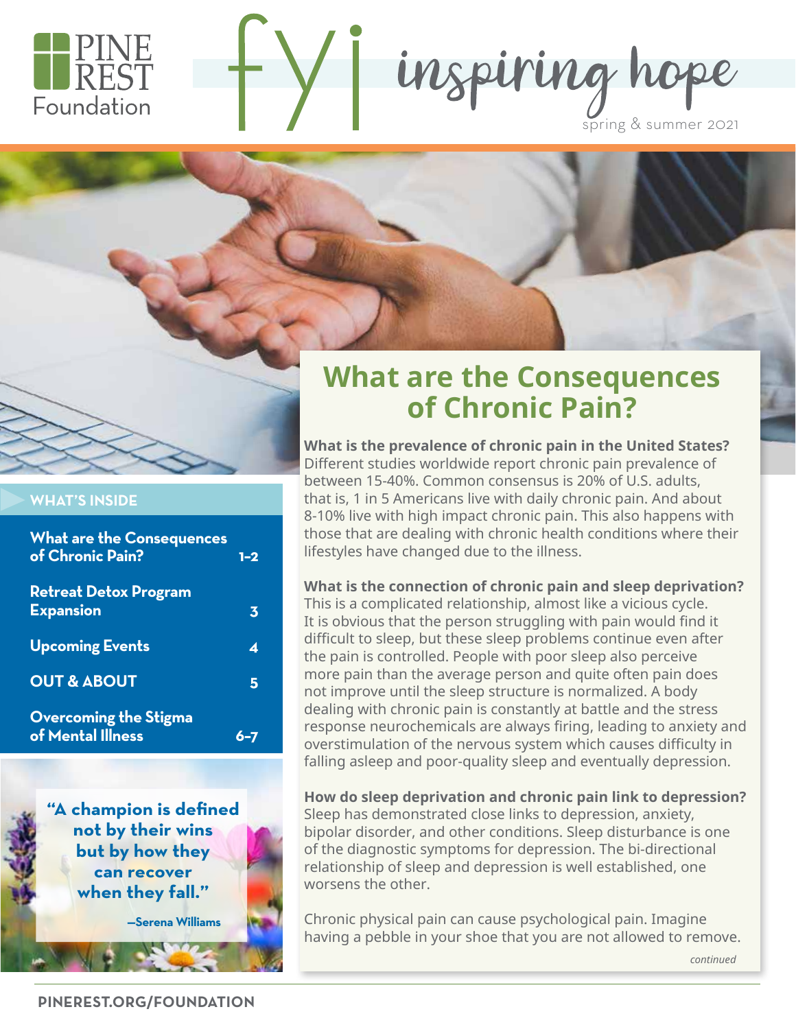PINE REST Foundation

# fyi inspiring hope

spring & summer 2021

## WHAT'S INSIDE

| | |
|---|---|
| What are the Consequences of Chronic Pain? | 1–2 |
| Retreat Detox Program Expansion | 3 |
| Upcoming Events | 4 |
| OUT & ABOUT | 5 |
| Overcoming the Stigma of Mental Illness | 6–7 |

**"A champion is defined not by their wins but by how they can recover when they fall."**

—Serena Williams

# What are the Consequences of Chronic Pain?

**What is the prevalence of chronic pain in the United States?**
Different studies worldwide report chronic pain prevalence of between 15-40%. Common consensus is 20% of U.S. adults, that is, 1 in 5 Americans live with daily chronic pain. And about 8-10% live with high impact chronic pain. This also happens with those that are dealing with chronic health conditions where their lifestyles have changed due to the illness.

**What is the connection of chronic pain and sleep deprivation?**
This is a complicated relationship, almost like a vicious cycle. It is obvious that the person struggling with pain would find it difficult to sleep, but these sleep problems continue even after the pain is controlled. People with poor sleep also perceive more pain than the average person and quite often pain does not improve until the sleep structure is normalized. A body dealing with chronic pain is constantly at battle and the stress response neurochemicals are always firing, leading to anxiety and overstimulation of the nervous system which causes difficulty in falling asleep and poor-quality sleep and eventually depression.

**How do sleep deprivation and chronic pain link to depression?**
Sleep has demonstrated close links to depression, anxiety, bipolar disorder, and other conditions. Sleep disturbance is one of the diagnostic symptoms for depression. The bi-directional relationship of sleep and depression is well established, one worsens the other.

Chronic physical pain can cause psychological pain. Imagine having a pebble in your shoe that you are not allowed to remove.

*continued*

PINEREST.ORG/FOUNDATION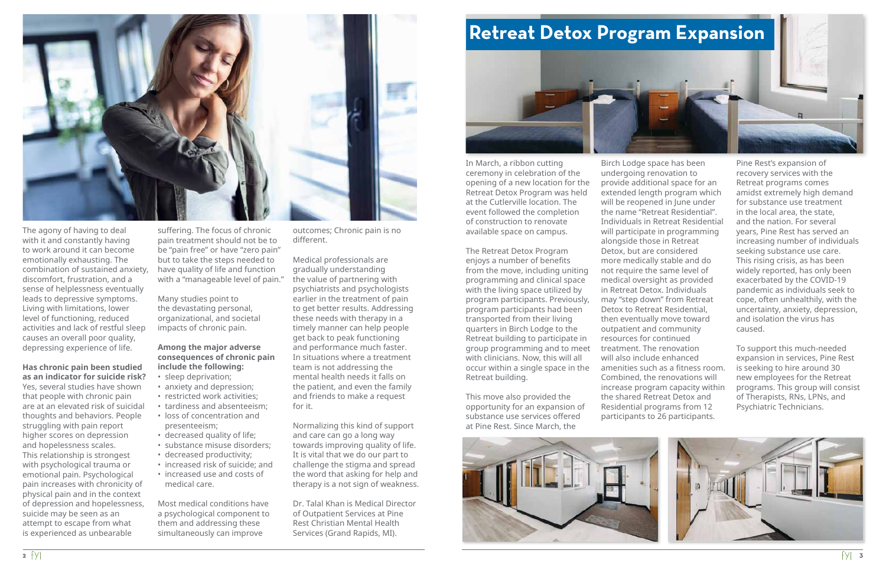The agony of having to deal with it and constantly having to work around it can become emotionally exhausting. The combination of sustained anxiety, discomfort, frustration, and a sense of helplessness eventually leads to depressive symptoms. Living with limitations, lower level of functioning, reduced activities and lack of restful sleep causes an overall poor quality, depressing experience of life.

**Has chronic pain been studied as an indicator for suicide risk?** Yes, several studies have shown that people with chronic pain are at an elevated risk of suicidal thoughts and behaviors. People struggling with pain report higher scores on depression and hopelessness scales. This relationship is strongest with psychological trauma or emotional pain. Psychological pain increases with chronicity of physical pain and in the context of depression and hopelessness, suicide may be seen as an attempt to escape from what is experienced as unbearable suffering. The focus of chronic pain treatment should not be to be "pain free" or have "zero pain" but to take the steps needed to have quality of life and function with a "manageable level of pain."

Many studies point to the devastating personal, organizational, and societal impacts of chronic pain.

**Among the major adverse consequences of chronic pain include the following:**

- sleep deprivation;
- anxiety and depression;
- restricted work activities;
- tardiness and absenteeism;
- loss of concentration and presenteeism;
- decreased quality of life;
- substance misuse disorders;
- decreased productivity;
- increased risk of suicide; and
- increased use and costs of medical care.

Most medical conditions have a psychological component to them and addressing these simultaneously can improve outcomes; Chronic pain is no different.

Medical professionals are gradually understanding the value of partnering with psychiatrists and psychologists earlier in the treatment of pain to get better results. Addressing these needs with therapy in a timely manner can help people get back to peak functioning and performance much faster. In situations where a treatment team is not addressing the mental health needs it falls on the patient, and even the family and friends to make a request for it.

Normalizing this kind of support and care can go a long way towards improving quality of life. It is vital that we do our part to challenge the stigma and spread the word that asking for help and therapy is a not sign of weakness.

Dr. Talal Khan is Medical Director of Outpatient Services at Pine Rest Christian Mental Health Services (Grand Rapids, MI).

# Retreat Detox Program Expansion

In March, a ribbon cutting ceremony in celebration of the opening of a new location for the Retreat Detox Program was held at the Cutlerville location. The event followed the completion of construction to renovate available space on campus.

The Retreat Detox Program enjoys a number of benefits from the move, including uniting programming and clinical space with the living space utilized by program participants. Previously, program participants had been transported from their living quarters in Birch Lodge to the Retreat building to participate in group programming and to meet with clinicians. Now, this will all occur within a single space in the Retreat building.

This move also provided the opportunity for an expansion of substance use services offered at Pine Rest. Since March, the Birch Lodge space has been undergoing renovation to provide additional space for an extended length program which will be reopened in June under the name "Retreat Residential". Individuals in Retreat Residential will participate in programming alongside those in Retreat Detox, but are considered more medically stable and do not require the same level of medical oversight as provided in Retreat Detox. Individuals may "step down" from Retreat Detox to Retreat Residential, then eventually move toward outpatient and community resources for continued treatment. The renovation will also include enhanced amenities such as a fitness room. Combined, the renovations will increase program capacity within the shared Retreat Detox and Residential programs from 12 participants to 26 participants.

Pine Rest's expansion of recovery services with the Retreat programs comes amidst extremely high demand for substance use treatment in the local area, the state, and the nation. For several years, Pine Rest has served an increasing number of individuals seeking substance use care. This rising crisis, as has been widely reported, has only been exacerbated by the COVID-19 pandemic as individuals seek to cope, often unhealthily, with the uncertainty, anxiety, depression, and isolation the virus has caused.

To support this much-needed expansion in services, Pine Rest is seeking to hire around 30 new employees for the Retreat programs. This group will consist of Therapists, RNs, LPNs, and Psychiatric Technicians.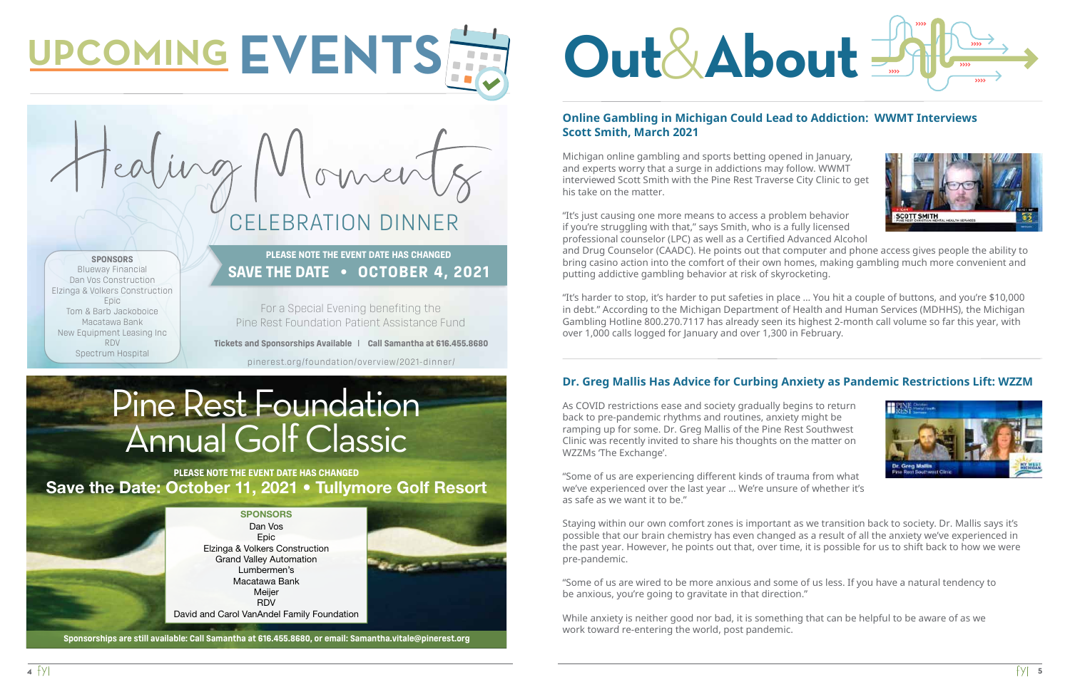# UPCOMING EVENTS

## Healing Moments

### CELEBRATION DINNER

PLEASE NOTE THE EVENT DATE HAS CHANGED

**SAVE THE DATE • OCTOBER 4, 2021**

For a Special Evening benefiting the
Pine Rest Foundation Patient Assistance Fund

**Tickets and Sponsorships Available | Call Samantha at 616.455.8680**

pinerest.org/foundation/overview/2021-dinner/

**SPONSORS**
Blueway Financial
Dan Vos Construction
Elzinga & Volkers Construction
Epic
Tom & Barb Jackoboice
Macatawa Bank
New Equipment Leasing Inc
RDV
Spectrum Hospital

## Pine Rest Foundation Annual Golf Classic

PLEASE NOTE THE EVENT DATE HAS CHANGED

**Save the Date: October 11, 2021 • Tullymore Golf Resort**

**SPONSORS**
Dan Vos
Epic
Elzinga & Volkers Construction
Grand Valley Automation
Lumbermen's
Macatawa Bank
Meijer
RDV
David and Carol VanAndel Family Foundation

**Sponsorships are still available: Call Samantha at 616.455.8680, or email: Samantha.vitale@pinerest.org**

# Out&About

## Online Gambling in Michigan Could Lead to Addiction: WWMT Interviews Scott Smith, March 2021

Michigan online gambling and sports betting opened in January, and experts worry that a surge in addictions may follow. WWMT interviewed Scott Smith with the Pine Rest Traverse City Clinic to get his take on the matter.

"It's just causing one more means to access a problem behavior if you're struggling with that," says Smith, who is a fully licensed professional counselor (LPC) as well as a Certified Advanced Alcohol and Drug Counselor (CAADC). He points out that computer and phone access gives people the ability to bring casino action into the comfort of their own homes, making gambling much more convenient and putting addictive gambling behavior at risk of skyrocketing.

"It's harder to stop, it's harder to put safeties in place … You hit a couple of buttons, and you're $10,000 in debt." According to the Michigan Department of Health and Human Services (MDHHS), the Michigan Gambling Hotline 800.270.7117 has already seen its highest 2-month call volume so far this year, with over 1,000 calls logged for January and over 1,300 in February.

## Dr. Greg Mallis Has Advice for Curbing Anxiety as Pandemic Restrictions Lift: WZZM

As COVID restrictions ease and society gradually begins to return back to pre-pandemic rhythms and routines, anxiety might be ramping up for some. Dr. Greg Mallis of the Pine Rest Southwest Clinic was recently invited to share his thoughts on the matter on WZZMs 'The Exchange'.

"Some of us are experiencing different kinds of trauma from what we've experienced over the last year … We're unsure of whether it's as safe as we want it to be."

Staying within our own comfort zones is important as we transition back to society. Dr. Mallis says it's possible that our brain chemistry has even changed as a result of all the anxiety we've experienced in the past year. However, he points out that, over time, it is possible for us to shift back to how we were pre-pandemic.

"Some of us are wired to be more anxious and some of us less. If you have a natural tendency to be anxious, you're going to gravitate in that direction."

While anxiety is neither good nor bad, it is something that can be helpful to be aware of as we work toward re-entering the world, post pandemic.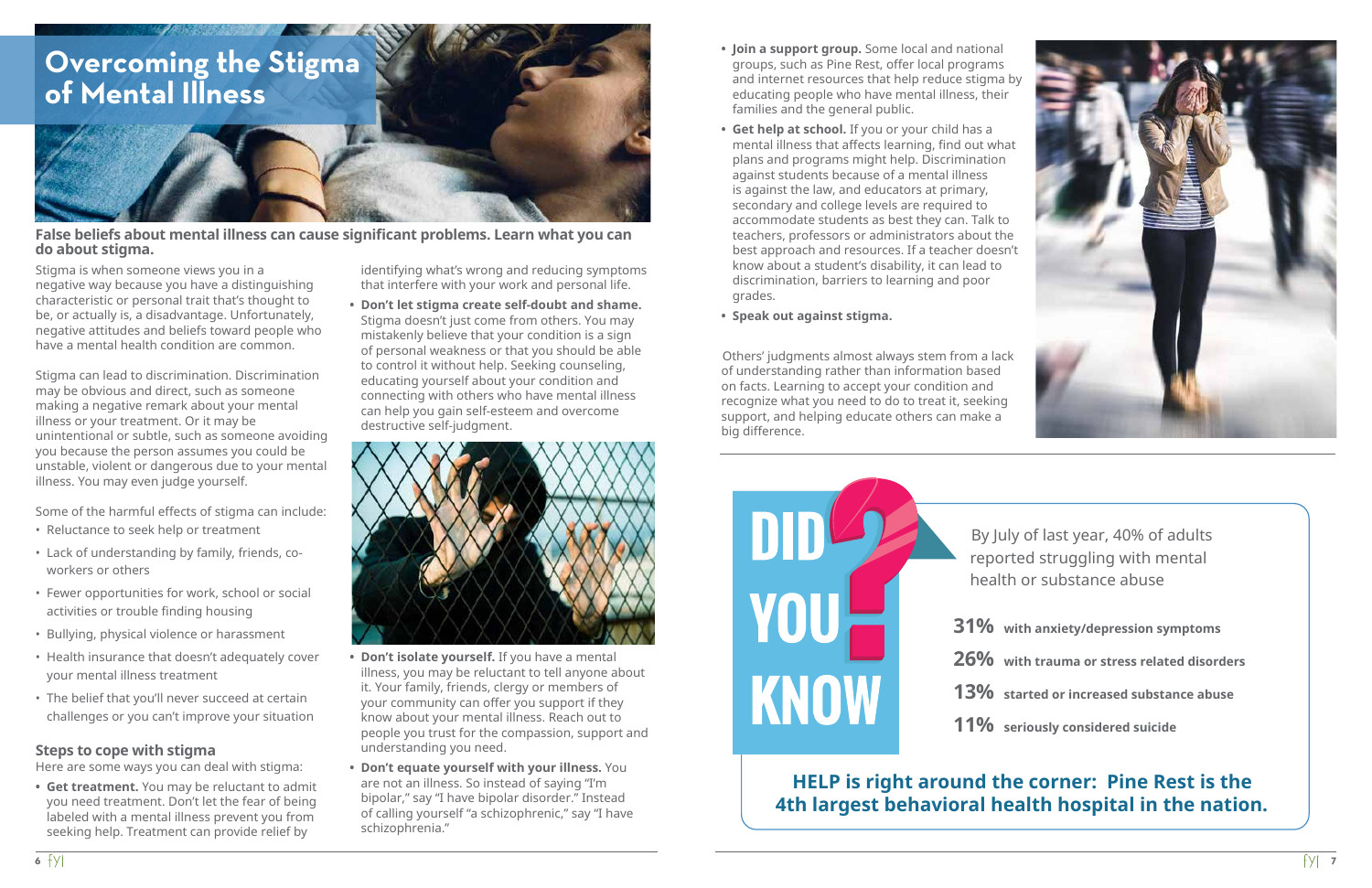# Overcoming the Stigma of Mental Illness

**False beliefs about mental illness can cause significant problems. Learn what you can do about stigma.**

Stigma is when someone views you in a negative way because you have a distinguishing characteristic or personal trait that's thought to be, or actually is, a disadvantage. Unfortunately, negative attitudes and beliefs toward people who have a mental health condition are common.

Stigma can lead to discrimination. Discrimination may be obvious and direct, such as someone making a negative remark about your mental illness or your treatment. Or it may be unintentional or subtle, such as someone avoiding you because the person assumes you could be unstable, violent or dangerous due to your mental illness. You may even judge yourself.

Some of the harmful effects of stigma can include:

- Reluctance to seek help or treatment
- Lack of understanding by family, friends, co-workers or others
- Fewer opportunities for work, school or social activities or trouble finding housing
- Bullying, physical violence or harassment
- Health insurance that doesn't adequately cover your mental illness treatment
- The belief that you'll never succeed at certain challenges or you can't improve your situation

## Steps to cope with stigma

Here are some ways you can deal with stigma:

- **Get treatment.** You may be reluctant to admit you need treatment. Don't let the fear of being labeled with a mental illness prevent you from seeking help. Treatment can provide relief by identifying what's wrong and reducing symptoms that interfere with your work and personal life.
- **Don't let stigma create self-doubt and shame.** Stigma doesn't just come from others. You may mistakenly believe that your condition is a sign of personal weakness or that you should be able to control it without help. Seeking counseling, educating yourself about your condition and connecting with others who have mental illness can help you gain self-esteem and overcome destructive self-judgment.
- **Don't isolate yourself.** If you have a mental illness, you may be reluctant to tell anyone about it. Your family, friends, clergy or members of your community can offer you support if they know about your mental illness. Reach out to people you trust for the compassion, support and understanding you need.
- **Don't equate yourself with your illness.** You are not an illness. So instead of saying "I'm bipolar," say "I have bipolar disorder." Instead of calling yourself "a schizophrenic," say "I have schizophrenia."
- **Join a support group.** Some local and national groups, such as Pine Rest, offer local programs and internet resources that help reduce stigma by educating people who have mental illness, their families and the general public.
- **Get help at school.** If you or your child has a mental illness that affects learning, find out what plans and programs might help. Discrimination against students because of a mental illness is against the law, and educators at primary, secondary and college levels are required to accommodate students as best they can. Talk to teachers, professors or administrators about the best approach and resources. If a teacher doesn't know about a student's disability, it can lead to discrimination, barriers to learning and poor grades.
- **Speak out against stigma.**

Others' judgments almost always stem from a lack of understanding rather than information based on facts. Learning to accept your condition and recognize what you need to do to treat it, seeking support, and helping educate others can make a big difference.

## DID YOU KNOW?

By July of last year, 40% of adults reported struggling with mental health or substance abuse

- **31%** with anxiety/depression symptoms
- **26%** with trauma or stress related disorders
- **13%** started or increased substance abuse
- **11%** seriously considered suicide

**HELP is right around the corner: Pine Rest is the 4th largest behavioral health hospital in the nation.**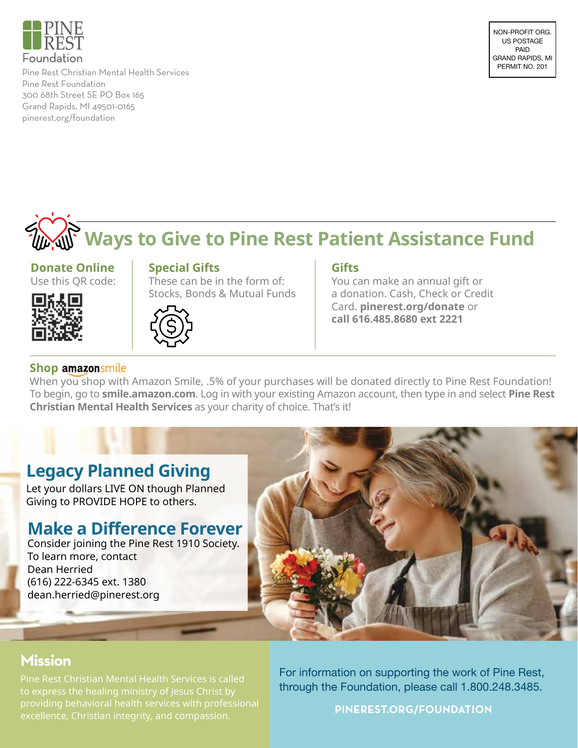PINE REST Foundation

Pine Rest Christian Mental Health Services
Pine Rest Foundation
300 68th Street SE PO Box 165
Grand Rapids, MI 49501-0165
pinerest.org/foundation

NON-PROFIT ORG.
US POSTAGE
PAID
GRAND RAPIDS, MI
PERMIT NO. 201

# Ways to Give to Pine Rest Patient Assistance Fund

### Donate Online

Use this QR code:

### Special Gifts

These can be in the form of:
Stocks, Bonds & Mutual Funds

### Gifts

You can make an annual gift or a donation. Cash, Check or Credit Card. **pinerest.org/donate** or **call 616.485.8680 ext 2221**

### Shop amazonsmile

When you shop with Amazon Smile, .5% of your purchases will be donated directly to Pine Rest Foundation! To begin, go to **smile.amazon.com**. Log in with your existing Amazon account, then type in and select **Pine Rest Christian Mental Health Services** as your charity of choice. That's it!

## Legacy Planned Giving

Let your dollars LIVE ON though Planned Giving to PROVIDE HOPE to others.

## Make a Difference Forever

Consider joining the Pine Rest 1910 Society.
To learn more, contact
Dean Herried
(616) 222-6345 ext. 1380
dean.herried@pinerest.org

## Mission

Pine Rest Christian Mental Health Services is called to express the healing ministry of Jesus Christ by providing behavioral health services with professional excellence, Christian integrity, and compassion.

For information on supporting the work of Pine Rest, through the Foundation, please call 1.800.248.3485.

**PINEREST.ORG/FOUNDATION**